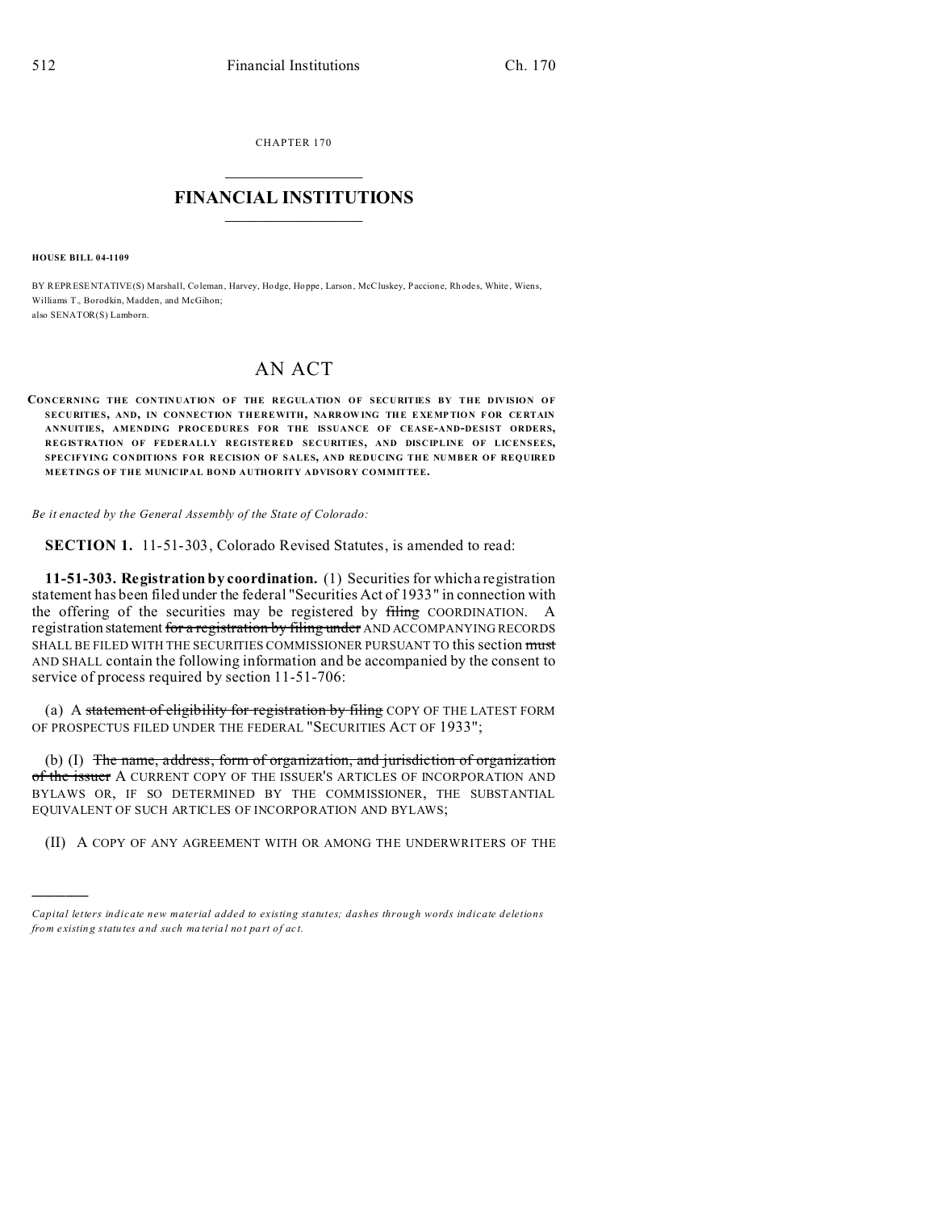CHAPTER 170

# FINANCIAL INSTITUTIONS

**HOUSE BILL 04-1109**

BY REPRESENTATIVE(S) Marshall, Coleman, Harvey, Hodge, Hoppe, Larson, McCluskey, Paccione, Rhodes, White, Wiens, Williams T., Borodkin, Madden, and McGihon;
also SENATOR(S) Lamborn.

# AN ACT

**CONCERNING THE CONTINUATION OF THE REGULATION OF SECURITIES BY THE DIVISION OF SECURITIES, AND, IN CONNECTION THEREWITH, NARROWING THE EXEMPTION FOR CERTAIN ANNUITIES, AMENDING PROCEDURES FOR THE ISSUANCE OF CEASE-AND-DESIST ORDERS, REGISTRATION OF FEDERALLY REGISTERED SECURITIES, AND DISCIPLINE OF LICENSEES, SPECIFYING CONDITIONS FOR RECISION OF SALES, AND REDUCING THE NUMBER OF REQUIRED MEETINGS OF THE MUNICIPAL BOND AUTHORITY ADVISORY COMMITTEE.**

*Be it enacted by the General Assembly of the State of Colorado:*

**SECTION 1.** 11-51-303, Colorado Revised Statutes, is amended to read:

**11-51-303. Registration by coordination.** (1) Securities for which a registration statement has been filed under the federal "Securities Act of 1933" in connection with the offering of the securities may be registered by ~~filing~~ COORDINATION. A registration statement ~~for a registration by filing under~~ AND ACCOMPANYING RECORDS SHALL BE FILED WITH THE SECURITIES COMMISSIONER PURSUANT TO this section ~~must~~ AND SHALL contain the following information and be accompanied by the consent to service of process required by section 11-51-706:

(a) A ~~statement of eligibility for registration by filing~~ COPY OF THE LATEST FORM OF PROSPECTUS FILED UNDER THE FEDERAL "SECURITIES ACT OF 1933";

(b) (I) ~~The name, address, form of organization, and jurisdiction of organization of the issuer~~ A CURRENT COPY OF THE ISSUER'S ARTICLES OF INCORPORATION AND BYLAWS OR, IF SO DETERMINED BY THE COMMISSIONER, THE SUBSTANTIAL EQUIVALENT OF SUCH ARTICLES OF INCORPORATION AND BYLAWS;

(II) A COPY OF ANY AGREEMENT WITH OR AMONG THE UNDERWRITERS OF THE

---

*Capital letters indicate new material added to existing statutes; dashes through words indicate deletions from existing statutes and such material not part of act.*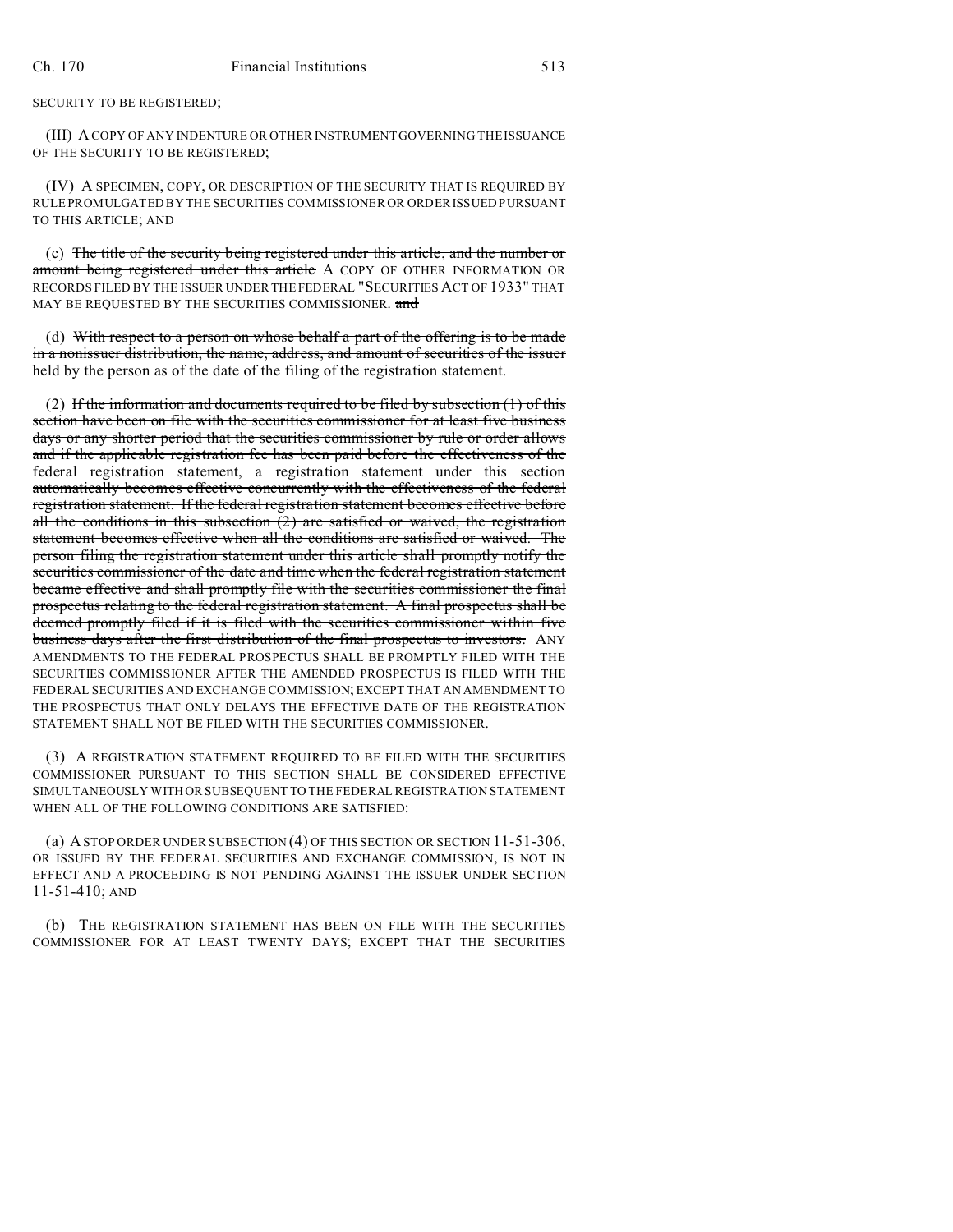SECURITY TO BE REGISTERED;

(III) A COPY OF ANY INDENTURE OR OTHER INSTRUMENT GOVERNING THE ISSUANCE OF THE SECURITY TO BE REGISTERED;

(IV) A SPECIMEN, COPY, OR DESCRIPTION OF THE SECURITY THAT IS REQUIRED BY RULE PROMULGATED BY THE SECURITIES COMMISSIONER OR ORDER ISSUED PURSUANT TO THIS ARTICLE; AND

(c) ~~The title of the security being registered under this article, and the number or amount being registered under this article~~ A COPY OF OTHER INFORMATION OR RECORDS FILED BY THE ISSUER UNDER THE FEDERAL "SECURITIES ACT OF 1933" THAT MAY BE REQUESTED BY THE SECURITIES COMMISSIONER. ~~and~~

(d) ~~With respect to a person on whose behalf a part of the offering is to be made in a nonissuer distribution, the name, address, and amount of securities of the issuer held by the person as of the date of the filing of the registration statement.~~

(2) ~~If the information and documents required to be filed by subsection (1) of this section have been on file with the securities commissioner for at least five business days or any shorter period that the securities commissioner by rule or order allows and if the applicable registration fee has been paid before the effectiveness of the federal registration statement, a registration statement under this section automatically becomes effective concurrently with the effectiveness of the federal registration statement. If the federal registration statement becomes effective before all the conditions in this subsection (2) are satisfied or waived, the registration statement becomes effective when all the conditions are satisfied or waived. The person filing the registration statement under this article shall promptly notify the securities commissioner of the date and time when the federal registration statement became effective and shall promptly file with the securities commissioner the final prospectus relating to the federal registration statement. A final prospectus shall be deemed promptly filed if it is filed with the securities commissioner within five business days after the first distribution of the final prospectus to investors.~~ ANY AMENDMENTS TO THE FEDERAL PROSPECTUS SHALL BE PROMPTLY FILED WITH THE SECURITIES COMMISSIONER AFTER THE AMENDED PROSPECTUS IS FILED WITH THE FEDERAL SECURITIES AND EXCHANGE COMMISSION; EXCEPT THAT AN AMENDMENT TO THE PROSPECTUS THAT ONLY DELAYS THE EFFECTIVE DATE OF THE REGISTRATION STATEMENT SHALL NOT BE FILED WITH THE SECURITIES COMMISSIONER.

(3) A REGISTRATION STATEMENT REQUIRED TO BE FILED WITH THE SECURITIES COMMISSIONER PURSUANT TO THIS SECTION SHALL BE CONSIDERED EFFECTIVE SIMULTANEOUSLY WITH OR SUBSEQUENT TO THE FEDERAL REGISTRATION STATEMENT WHEN ALL OF THE FOLLOWING CONDITIONS ARE SATISFIED:

(a) A STOP ORDER UNDER SUBSECTION (4) OF THIS SECTION OR SECTION 11-51-306, OR ISSUED BY THE FEDERAL SECURITIES AND EXCHANGE COMMISSION, IS NOT IN EFFECT AND A PROCEEDING IS NOT PENDING AGAINST THE ISSUER UNDER SECTION 11-51-410; AND

(b) THE REGISTRATION STATEMENT HAS BEEN ON FILE WITH THE SECURITIES COMMISSIONER FOR AT LEAST TWENTY DAYS; EXCEPT THAT THE SECURITIES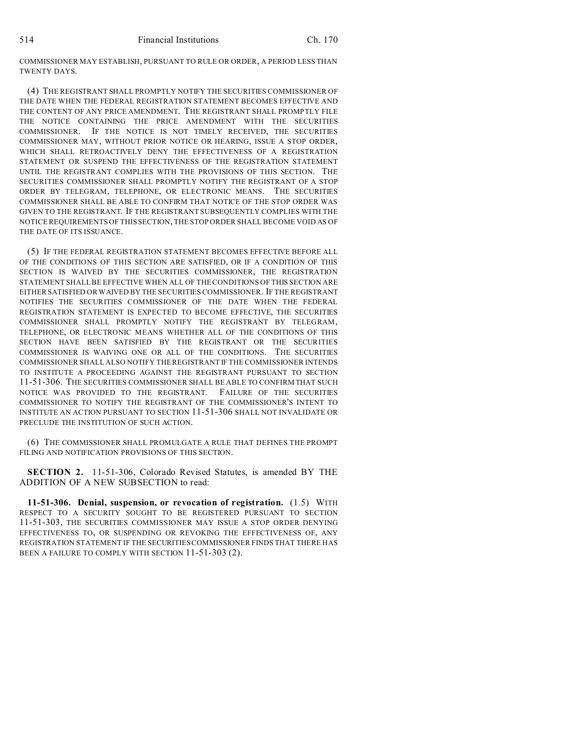COMMISSIONER MAY ESTABLISH, PURSUANT TO RULE OR ORDER, A PERIOD LESS THAN TWENTY DAYS.

(4) THE REGISTRANT SHALL PROMPTLY NOTIFY THE SECURITIES COMMISSIONER OF THE DATE WHEN THE FEDERAL REGISTRATION STATEMENT BECOMES EFFECTIVE AND THE CONTENT OF ANY PRICE AMENDMENT. THE REGISTRANT SHALL PROMPTLY FILE THE NOTICE CONTAINING THE PRICE AMENDMENT WITH THE SECURITIES COMMISSIONER. IF THE NOTICE IS NOT TIMELY RECEIVED, THE SECURITIES COMMISSIONER MAY, WITHOUT PRIOR NOTICE OR HEARING, ISSUE A STOP ORDER, WHICH SHALL RETROACTIVELY DENY THE EFFECTIVENESS OF A REGISTRATION STATEMENT OR SUSPEND THE EFFECTIVENESS OF THE REGISTRATION STATEMENT UNTIL THE REGISTRANT COMPLIES WITH THE PROVISIONS OF THIS SECTION. THE SECURITIES COMMISSIONER SHALL PROMPTLY NOTIFY THE REGISTRANT OF A STOP ORDER BY TELEGRAM, TELEPHONE, OR ELECTRONIC MEANS. THE SECURITIES COMMISSIONER SHALL BE ABLE TO CONFIRM THAT NOTICE OF THE STOP ORDER WAS GIVEN TO THE REGISTRANT. IF THE REGISTRANT SUBSEQUENTLY COMPLIES WITH THE NOTICE REQUIREMENTS OF THIS SECTION, THE STOP ORDER SHALL BECOME VOID AS OF THE DATE OF ITS ISSUANCE.

(5) IF THE FEDERAL REGISTRATION STATEMENT BECOMES EFFECTIVE BEFORE ALL OF THE CONDITIONS OF THIS SECTION ARE SATISFIED, OR IF A CONDITION OF THIS SECTION IS WAIVED BY THE SECURITIES COMMISSIONER, THE REGISTRATION STATEMENT SHALL BE EFFECTIVE WHEN ALL OF THE CONDITIONS OF THIS SECTION ARE EITHER SATISFIED OR WAIVED BY THE SECURITIES COMMISSIONER. IF THE REGISTRANT NOTIFIES THE SECURITIES COMMISSIONER OF THE DATE WHEN THE FEDERAL REGISTRATION STATEMENT IS EXPECTED TO BECOME EFFECTIVE, THE SECURITIES COMMISSIONER SHALL PROMPTLY NOTIFY THE REGISTRANT BY TELEGRAM, TELEPHONE, OR ELECTRONIC MEANS WHETHER ALL OF THE CONDITIONS OF THIS SECTION HAVE BEEN SATISFIED BY THE REGISTRANT OR THE SECURITIES COMMISSIONER IS WAIVING ONE OR ALL OF THE CONDITIONS. THE SECURITIES COMMISSIONER SHALL ALSO NOTIFY THE REGISTRANT IF THE COMMISSIONER INTENDS TO INSTITUTE A PROCEEDING AGAINST THE REGISTRANT PURSUANT TO SECTION 11-51-306. THE SECURITIES COMMISSIONER SHALL BE ABLE TO CONFIRM THAT SUCH NOTICE WAS PROVIDED TO THE REGISTRANT. FAILURE OF THE SECURITIES COMMISSIONER TO NOTIFY THE REGISTRANT OF THE COMMISSIONER'S INTENT TO INSTITUTE AN ACTION PURSUANT TO SECTION 11-51-306 SHALL NOT INVALIDATE OR PRECLUDE THE INSTITUTION OF SUCH ACTION.

(6) THE COMMISSIONER SHALL PROMULGATE A RULE THAT DEFINES THE PROMPT FILING AND NOTIFICATION PROVISIONS OF THIS SECTION.

**SECTION 2.** 11-51-306, Colorado Revised Statutes, is amended BY THE ADDITION OF A NEW SUBSECTION to read:

**11-51-306. Denial, suspension, or revocation of registration.** (1.5) WITH RESPECT TO A SECURITY SOUGHT TO BE REGISTERED PURSUANT TO SECTION 11-51-303, THE SECURITIES COMMISSIONER MAY ISSUE A STOP ORDER DENYING EFFECTIVENESS TO, OR SUSPENDING OR REVOKING THE EFFECTIVENESS OF, ANY REGISTRATION STATEMENT IF THE SECURITIES COMMISSIONER FINDS THAT THERE HAS BEEN A FAILURE TO COMPLY WITH SECTION 11-51-303 (2).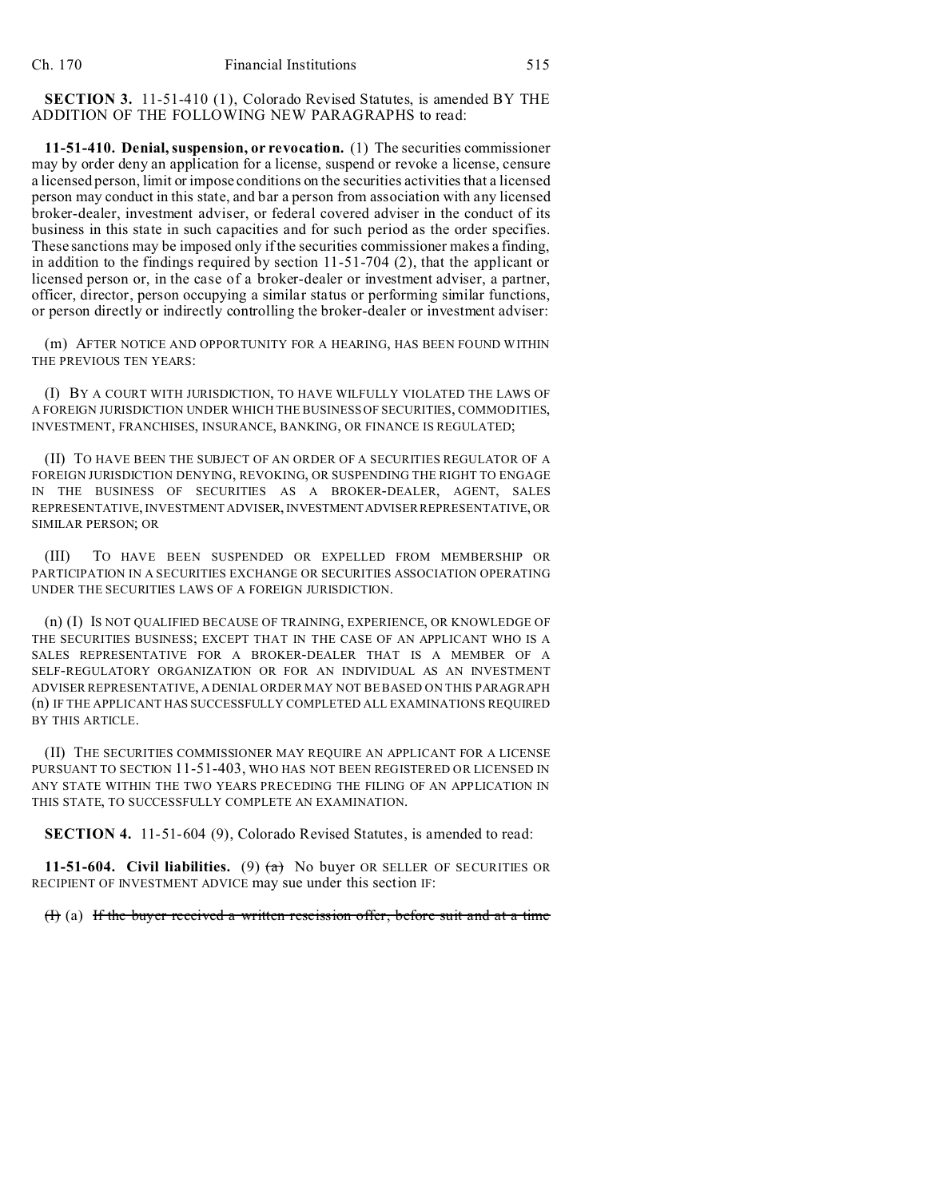**SECTION 3.** 11-51-410 (1), Colorado Revised Statutes, is amended BY THE ADDITION OF THE FOLLOWING NEW PARAGRAPHS to read:

**11-51-410. Denial, suspension, or revocation.** (1) The securities commissioner may by order deny an application for a license, suspend or revoke a license, censure a licensed person, limit or impose conditions on the securities activities that a licensed person may conduct in this state, and bar a person from association with any licensed broker-dealer, investment adviser, or federal covered adviser in the conduct of its business in this state in such capacities and for such period as the order specifies. These sanctions may be imposed only if the securities commissioner makes a finding, in addition to the findings required by section 11-51-704 (2), that the applicant or licensed person or, in the case of a broker-dealer or investment adviser, a partner, officer, director, person occupying a similar status or performing similar functions, or person directly or indirectly controlling the broker-dealer or investment adviser:

(m) AFTER NOTICE AND OPPORTUNITY FOR A HEARING, HAS BEEN FOUND WITHIN THE PREVIOUS TEN YEARS:

(I) BY A COURT WITH JURISDICTION, TO HAVE WILFULLY VIOLATED THE LAWS OF A FOREIGN JURISDICTION UNDER WHICH THE BUSINESS OF SECURITIES, COMMODITIES, INVESTMENT, FRANCHISES, INSURANCE, BANKING, OR FINANCE IS REGULATED;

(II) TO HAVE BEEN THE SUBJECT OF AN ORDER OF A SECURITIES REGULATOR OF A FOREIGN JURISDICTION DENYING, REVOKING, OR SUSPENDING THE RIGHT TO ENGAGE IN THE BUSINESS OF SECURITIES AS A BROKER-DEALER, AGENT, SALES REPRESENTATIVE, INVESTMENT ADVISER, INVESTMENT ADVISER REPRESENTATIVE, OR SIMILAR PERSON; OR

(III) TO HAVE BEEN SUSPENDED OR EXPELLED FROM MEMBERSHIP OR PARTICIPATION IN A SECURITIES EXCHANGE OR SECURITIES ASSOCIATION OPERATING UNDER THE SECURITIES LAWS OF A FOREIGN JURISDICTION.

(n) (I) IS NOT QUALIFIED BECAUSE OF TRAINING, EXPERIENCE, OR KNOWLEDGE OF THE SECURITIES BUSINESS; EXCEPT THAT IN THE CASE OF AN APPLICANT WHO IS A SALES REPRESENTATIVE FOR A BROKER-DEALER THAT IS A MEMBER OF A SELF-REGULATORY ORGANIZATION OR FOR AN INDIVIDUAL AS AN INVESTMENT ADVISER REPRESENTATIVE, A DENIAL ORDER MAY NOT BE BASED ON THIS PARAGRAPH (n) IF THE APPLICANT HAS SUCCESSFULLY COMPLETED ALL EXAMINATIONS REQUIRED BY THIS ARTICLE.

(II) THE SECURITIES COMMISSIONER MAY REQUIRE AN APPLICANT FOR A LICENSE PURSUANT TO SECTION 11-51-403, WHO HAS NOT BEEN REGISTERED OR LICENSED IN ANY STATE WITHIN THE TWO YEARS PRECEDING THE FILING OF AN APPLICATION IN THIS STATE, TO SUCCESSFULLY COMPLETE AN EXAMINATION.

**SECTION 4.** 11-51-604 (9), Colorado Revised Statutes, is amended to read:

**11-51-604. Civil liabilities.** (9) ~~(a)~~ No buyer OR SELLER OF SECURITIES OR RECIPIENT OF INVESTMENT ADVICE may sue under this section IF:

~~(I)~~ (a) ~~If the buyer received a written rescission offer, before suit and at a time~~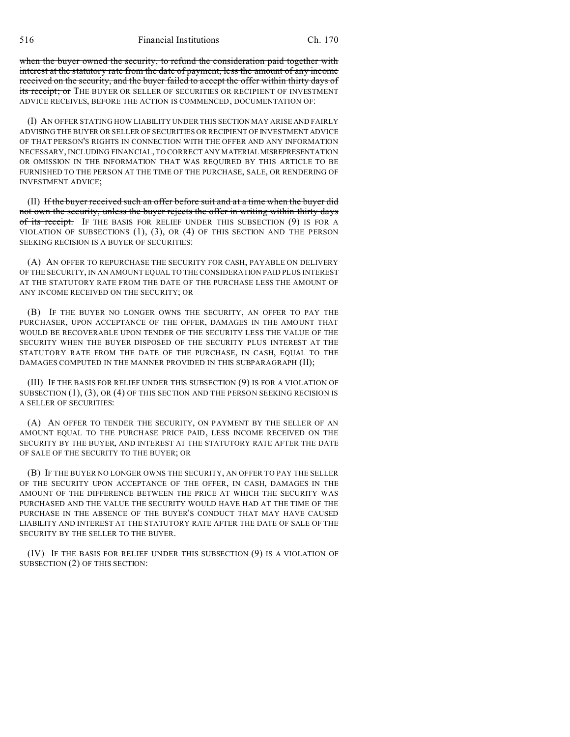~~when the buyer owned the security, to refund the consideration paid together with interest at the statutory rate from the date of payment, less the amount of any income received on the security, and the buyer failed to accept the offer within thirty days of its receipt; or~~ THE BUYER OR SELLER OF SECURITIES OR RECIPIENT OF INVESTMENT ADVICE RECEIVES, BEFORE THE ACTION IS COMMENCED, DOCUMENTATION OF:

(I) AN OFFER STATING HOW LIABILITY UNDER THIS SECTION MAY ARISE AND FAIRLY ADVISING THE BUYER OR SELLER OF SECURITIES OR RECIPIENT OF INVESTMENT ADVICE OF THAT PERSON'S RIGHTS IN CONNECTION WITH THE OFFER AND ANY INFORMATION NECESSARY, INCLUDING FINANCIAL, TO CORRECT ANY MATERIAL MISREPRESENTATION OR OMISSION IN THE INFORMATION THAT WAS REQUIRED BY THIS ARTICLE TO BE FURNISHED TO THE PERSON AT THE TIME OF THE PURCHASE, SALE, OR RENDERING OF INVESTMENT ADVICE;

(II) ~~If the buyer received such an offer before suit and at a time when the buyer did not own the security, unless the buyer rejects the offer in writing within thirty days of its receipt.~~ IF THE BASIS FOR RELIEF UNDER THIS SUBSECTION (9) IS FOR A VIOLATION OF SUBSECTIONS (1), (3), OR (4) OF THIS SECTION AND THE PERSON SEEKING RECISION IS A BUYER OF SECURITIES:

(A) AN OFFER TO REPURCHASE THE SECURITY FOR CASH, PAYABLE ON DELIVERY OF THE SECURITY, IN AN AMOUNT EQUAL TO THE CONSIDERATION PAID PLUS INTEREST AT THE STATUTORY RATE FROM THE DATE OF THE PURCHASE LESS THE AMOUNT OF ANY INCOME RECEIVED ON THE SECURITY; OR

(B) IF THE BUYER NO LONGER OWNS THE SECURITY, AN OFFER TO PAY THE PURCHASER, UPON ACCEPTANCE OF THE OFFER, DAMAGES IN THE AMOUNT THAT WOULD BE RECOVERABLE UPON TENDER OF THE SECURITY LESS THE VALUE OF THE SECURITY WHEN THE BUYER DISPOSED OF THE SECURITY PLUS INTEREST AT THE STATUTORY RATE FROM THE DATE OF THE PURCHASE, IN CASH, EQUAL TO THE DAMAGES COMPUTED IN THE MANNER PROVIDED IN THIS SUBPARAGRAPH (II);

(III) IF THE BASIS FOR RELIEF UNDER THIS SUBSECTION (9) IS FOR A VIOLATION OF SUBSECTION (1), (3), OR (4) OF THIS SECTION AND THE PERSON SEEKING RECISION IS A SELLER OF SECURITIES:

(A) AN OFFER TO TENDER THE SECURITY, ON PAYMENT BY THE SELLER OF AN AMOUNT EQUAL TO THE PURCHASE PRICE PAID, LESS INCOME RECEIVED ON THE SECURITY BY THE BUYER, AND INTEREST AT THE STATUTORY RATE AFTER THE DATE OF SALE OF THE SECURITY TO THE BUYER; OR

(B) IF THE BUYER NO LONGER OWNS THE SECURITY, AN OFFER TO PAY THE SELLER OF THE SECURITY UPON ACCEPTANCE OF THE OFFER, IN CASH, DAMAGES IN THE AMOUNT OF THE DIFFERENCE BETWEEN THE PRICE AT WHICH THE SECURITY WAS PURCHASED AND THE VALUE THE SECURITY WOULD HAVE HAD AT THE TIME OF THE PURCHASE IN THE ABSENCE OF THE BUYER'S CONDUCT THAT MAY HAVE CAUSED LIABILITY AND INTEREST AT THE STATUTORY RATE AFTER THE DATE OF SALE OF THE SECURITY BY THE SELLER TO THE BUYER.

(IV) IF THE BASIS FOR RELIEF UNDER THIS SUBSECTION (9) IS A VIOLATION OF SUBSECTION (2) OF THIS SECTION: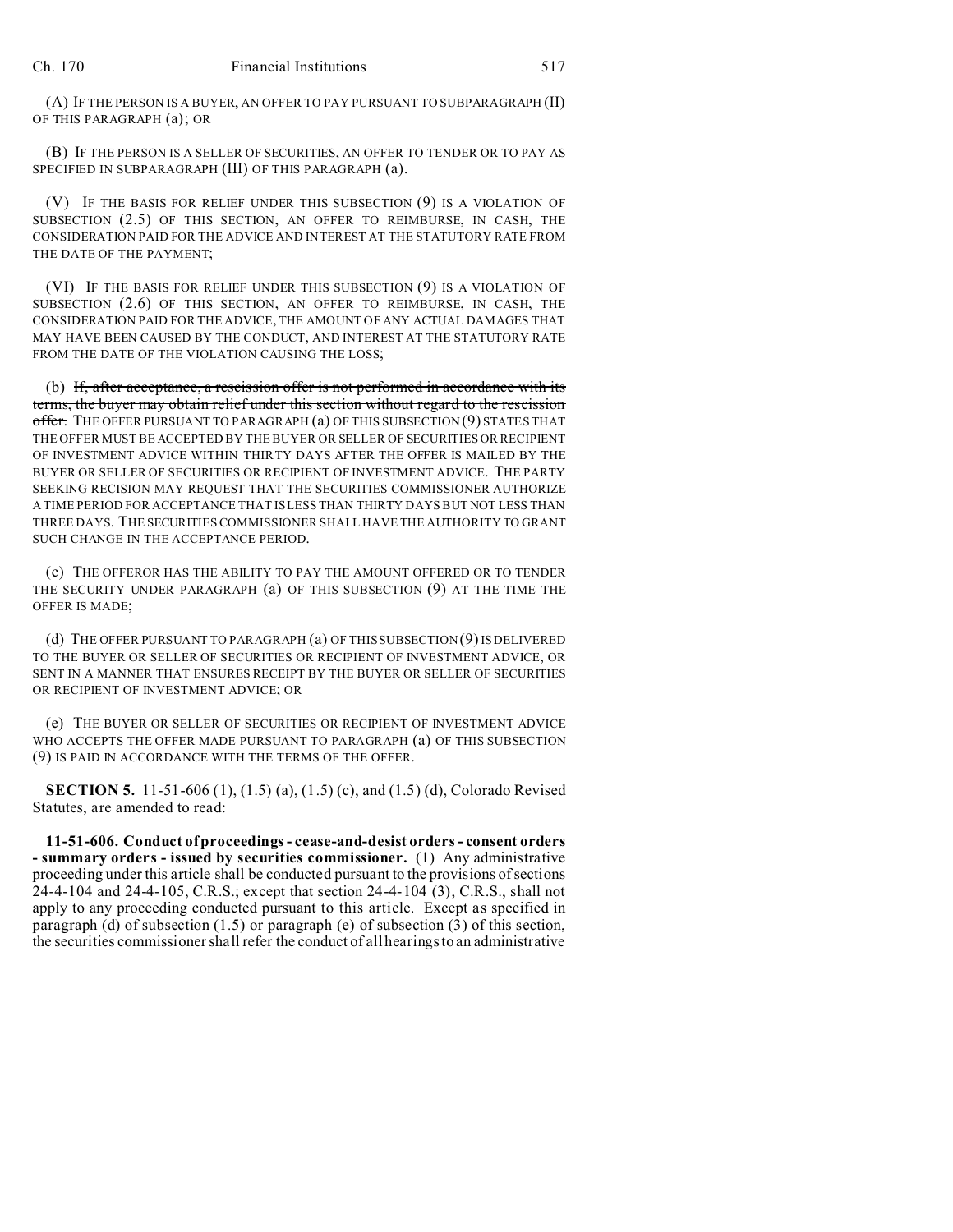(A) IF THE PERSON IS A BUYER, AN OFFER TO PAY PURSUANT TO SUBPARAGRAPH (II) OF THIS PARAGRAPH (a); OR

(B) IF THE PERSON IS A SELLER OF SECURITIES, AN OFFER TO TENDER OR TO PAY AS SPECIFIED IN SUBPARAGRAPH (III) OF THIS PARAGRAPH (a).

(V) IF THE BASIS FOR RELIEF UNDER THIS SUBSECTION (9) IS A VIOLATION OF SUBSECTION (2.5) OF THIS SECTION, AN OFFER TO REIMBURSE, IN CASH, THE CONSIDERATION PAID FOR THE ADVICE AND INTEREST AT THE STATUTORY RATE FROM THE DATE OF THE PAYMENT;

(VI) IF THE BASIS FOR RELIEF UNDER THIS SUBSECTION (9) IS A VIOLATION OF SUBSECTION (2.6) OF THIS SECTION, AN OFFER TO REIMBURSE, IN CASH, THE CONSIDERATION PAID FOR THE ADVICE, THE AMOUNT OF ANY ACTUAL DAMAGES THAT MAY HAVE BEEN CAUSED BY THE CONDUCT, AND INTEREST AT THE STATUTORY RATE FROM THE DATE OF THE VIOLATION CAUSING THE LOSS;

(b) ~~If, after acceptance, a rescission offer is not performed in accordance with its terms, the buyer may obtain relief under this section without regard to the rescission offer.~~ THE OFFER PURSUANT TO PARAGRAPH (a) OF THIS SUBSECTION (9) STATES THAT THE OFFER MUST BE ACCEPTED BY THE BUYER OR SELLER OF SECURITIES OR RECIPIENT OF INVESTMENT ADVICE WITHIN THIRTY DAYS AFTER THE OFFER IS MAILED BY THE BUYER OR SELLER OF SECURITIES OR RECIPIENT OF INVESTMENT ADVICE. THE PARTY SEEKING RECISION MAY REQUEST THAT THE SECURITIES COMMISSIONER AUTHORIZE A TIME PERIOD FOR ACCEPTANCE THAT IS LESS THAN THIRTY DAYS BUT NOT LESS THAN THREE DAYS. THE SECURITIES COMMISSIONER SHALL HAVE THE AUTHORITY TO GRANT SUCH CHANGE IN THE ACCEPTANCE PERIOD.

(c) THE OFFEROR HAS THE ABILITY TO PAY THE AMOUNT OFFERED OR TO TENDER THE SECURITY UNDER PARAGRAPH (a) OF THIS SUBSECTION (9) AT THE TIME THE OFFER IS MADE;

(d) THE OFFER PURSUANT TO PARAGRAPH (a) OF THIS SUBSECTION (9) IS DELIVERED TO THE BUYER OR SELLER OF SECURITIES OR RECIPIENT OF INVESTMENT ADVICE, OR SENT IN A MANNER THAT ENSURES RECEIPT BY THE BUYER OR SELLER OF SECURITIES OR RECIPIENT OF INVESTMENT ADVICE; OR

(e) THE BUYER OR SELLER OF SECURITIES OR RECIPIENT OF INVESTMENT ADVICE WHO ACCEPTS THE OFFER MADE PURSUANT TO PARAGRAPH (a) OF THIS SUBSECTION (9) IS PAID IN ACCORDANCE WITH THE TERMS OF THE OFFER.

**SECTION 5.** 11-51-606 (1), (1.5) (a), (1.5) (c), and (1.5) (d), Colorado Revised Statutes, are amended to read:

**11-51-606. Conduct of proceedings - cease-and-desist orders - consent orders - summary orders - issued by securities commissioner.** (1) Any administrative proceeding under this article shall be conducted pursuant to the provisions of sections 24-4-104 and 24-4-105, C.R.S.; except that section 24-4-104 (3), C.R.S., shall not apply to any proceeding conducted pursuant to this article. Except as specified in paragraph (d) of subsection (1.5) or paragraph (e) of subsection (3) of this section, the securities commissioner shall refer the conduct of all hearings to an administrative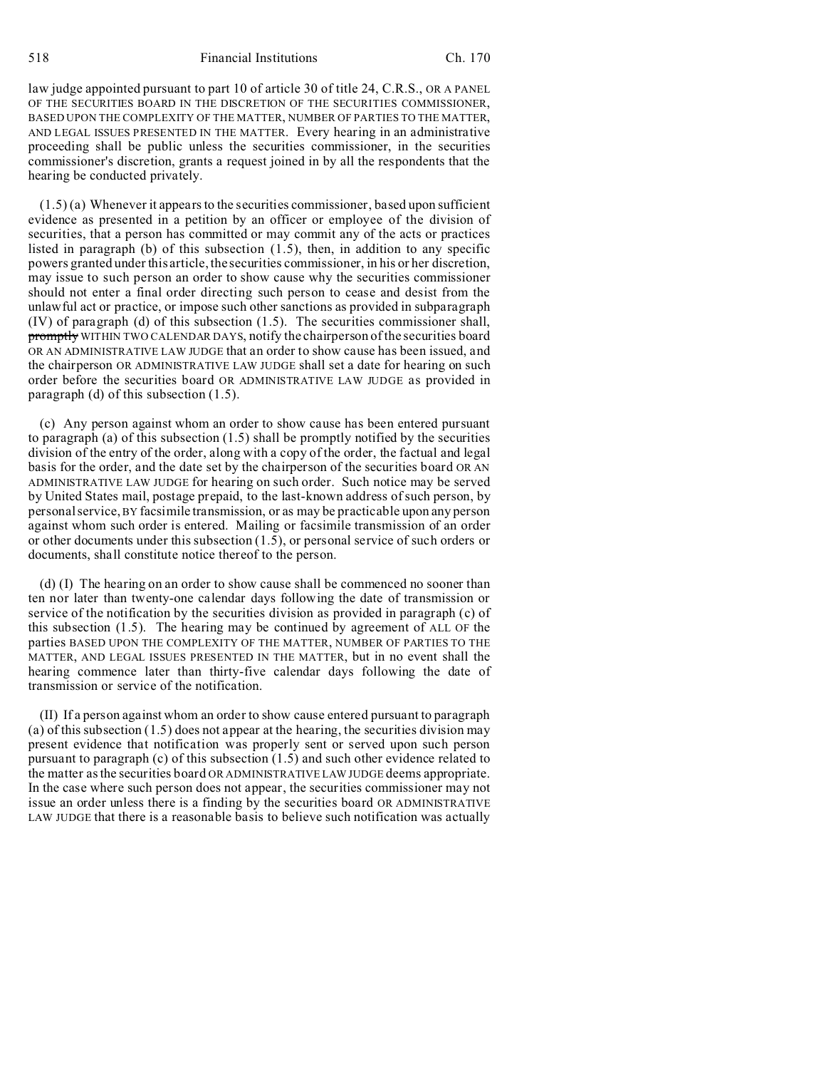law judge appointed pursuant to part 10 of article 30 of title 24, C.R.S., OR A PANEL OF THE SECURITIES BOARD IN THE DISCRETION OF THE SECURITIES COMMISSIONER, BASED UPON THE COMPLEXITY OF THE MATTER, NUMBER OF PARTIES TO THE MATTER, AND LEGAL ISSUES PRESENTED IN THE MATTER. Every hearing in an administrative proceeding shall be public unless the securities commissioner, in the securities commissioner's discretion, grants a request joined in by all the respondents that the hearing be conducted privately.

(1.5) (a) Whenever it appears to the securities commissioner, based upon sufficient evidence as presented in a petition by an officer or employee of the division of securities, that a person has committed or may commit any of the acts or practices listed in paragraph (b) of this subsection (1.5), then, in addition to any specific powers granted under this article, the securities commissioner, in his or her discretion, may issue to such person an order to show cause why the securities commissioner should not enter a final order directing such person to cease and desist from the unlawful act or practice, or impose such other sanctions as provided in subparagraph (IV) of paragraph (d) of this subsection (1.5). The securities commissioner shall, ~~promptly~~ WITHIN TWO CALENDAR DAYS, notify the chairperson of the securities board OR AN ADMINISTRATIVE LAW JUDGE that an order to show cause has been issued, and the chairperson OR ADMINISTRATIVE LAW JUDGE shall set a date for hearing on such order before the securities board OR ADMINISTRATIVE LAW JUDGE as provided in paragraph (d) of this subsection (1.5).

(c) Any person against whom an order to show cause has been entered pursuant to paragraph (a) of this subsection (1.5) shall be promptly notified by the securities division of the entry of the order, along with a copy of the order, the factual and legal basis for the order, and the date set by the chairperson of the securities board OR AN ADMINISTRATIVE LAW JUDGE for hearing on such order. Such notice may be served by United States mail, postage prepaid, to the last-known address of such person, by personal service, BY facsimile transmission, or as may be practicable upon any person against whom such order is entered. Mailing or facsimile transmission of an order or other documents under this subsection (1.5), or personal service of such orders or documents, shall constitute notice thereof to the person.

(d) (I) The hearing on an order to show cause shall be commenced no sooner than ten nor later than twenty-one calendar days following the date of transmission or service of the notification by the securities division as provided in paragraph (c) of this subsection (1.5). The hearing may be continued by agreement of ALL OF the parties BASED UPON THE COMPLEXITY OF THE MATTER, NUMBER OF PARTIES TO THE MATTER, AND LEGAL ISSUES PRESENTED IN THE MATTER, but in no event shall the hearing commence later than thirty-five calendar days following the date of transmission or service of the notification.

(II) If a person against whom an order to show cause entered pursuant to paragraph (a) of this subsection (1.5) does not appear at the hearing, the securities division may present evidence that notification was properly sent or served upon such person pursuant to paragraph (c) of this subsection (1.5) and such other evidence related to the matter as the securities board OR ADMINISTRATIVE LAW JUDGE deems appropriate. In the case where such person does not appear, the securities commissioner may not issue an order unless there is a finding by the securities board OR ADMINISTRATIVE LAW JUDGE that there is a reasonable basis to believe such notification was actually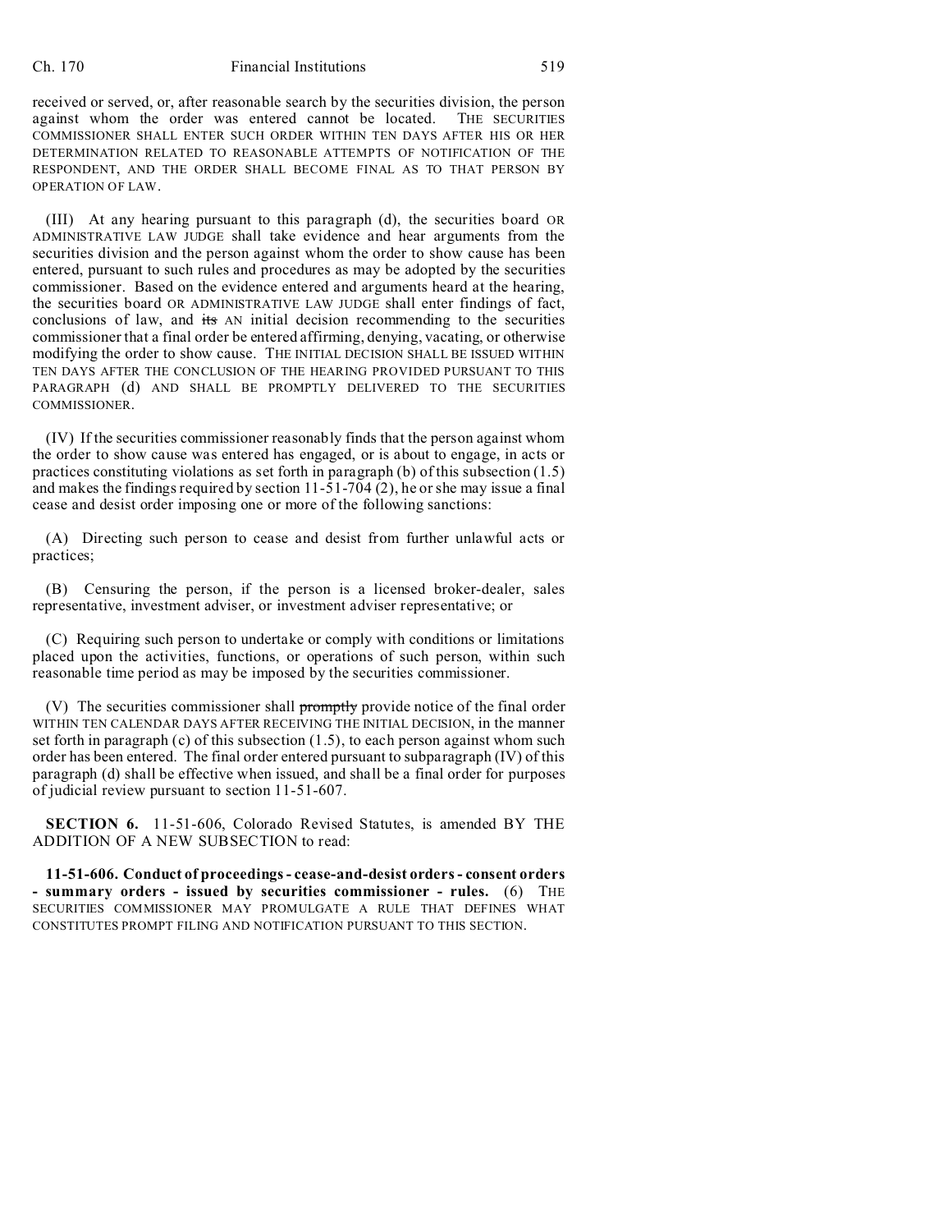received or served, or, after reasonable search by the securities division, the person against whom the order was entered cannot be located. THE SECURITIES COMMISSIONER SHALL ENTER SUCH ORDER WITHIN TEN DAYS AFTER HIS OR HER DETERMINATION RELATED TO REASONABLE ATTEMPTS OF NOTIFICATION OF THE RESPONDENT, AND THE ORDER SHALL BECOME FINAL AS TO THAT PERSON BY OPERATION OF LAW.

(III) At any hearing pursuant to this paragraph (d), the securities board OR ADMINISTRATIVE LAW JUDGE shall take evidence and hear arguments from the securities division and the person against whom the order to show cause has been entered, pursuant to such rules and procedures as may be adopted by the securities commissioner. Based on the evidence entered and arguments heard at the hearing, the securities board OR ADMINISTRATIVE LAW JUDGE shall enter findings of fact, conclusions of law, and ~~its~~ AN initial decision recommending to the securities commissioner that a final order be entered affirming, denying, vacating, or otherwise modifying the order to show cause. THE INITIAL DECISION SHALL BE ISSUED WITHIN TEN DAYS AFTER THE CONCLUSION OF THE HEARING PROVIDED PURSUANT TO THIS PARAGRAPH (d) AND SHALL BE PROMPTLY DELIVERED TO THE SECURITIES COMMISSIONER.

(IV) If the securities commissioner reasonably finds that the person against whom the order to show cause was entered has engaged, or is about to engage, in acts or practices constituting violations as set forth in paragraph (b) of this subsection (1.5) and makes the findings required by section 11-51-704 (2), he or she may issue a final cease and desist order imposing one or more of the following sanctions:

(A) Directing such person to cease and desist from further unlawful acts or practices;

(B) Censuring the person, if the person is a licensed broker-dealer, sales representative, investment adviser, or investment adviser representative; or

(C) Requiring such person to undertake or comply with conditions or limitations placed upon the activities, functions, or operations of such person, within such reasonable time period as may be imposed by the securities commissioner.

(V) The securities commissioner shall ~~promptly~~ provide notice of the final order WITHIN TEN CALENDAR DAYS AFTER RECEIVING THE INITIAL DECISION, in the manner set forth in paragraph (c) of this subsection (1.5), to each person against whom such order has been entered. The final order entered pursuant to subparagraph (IV) of this paragraph (d) shall be effective when issued, and shall be a final order for purposes of judicial review pursuant to section 11-51-607.

**SECTION 6.** 11-51-606, Colorado Revised Statutes, is amended BY THE ADDITION OF A NEW SUBSECTION to read:

**11-51-606. Conduct of proceedings - cease-and-desist orders - consent orders - summary orders - issued by securities commissioner - rules.** (6) THE SECURITIES COMMISSIONER MAY PROMULGATE A RULE THAT DEFINES WHAT CONSTITUTES PROMPT FILING AND NOTIFICATION PURSUANT TO THIS SECTION.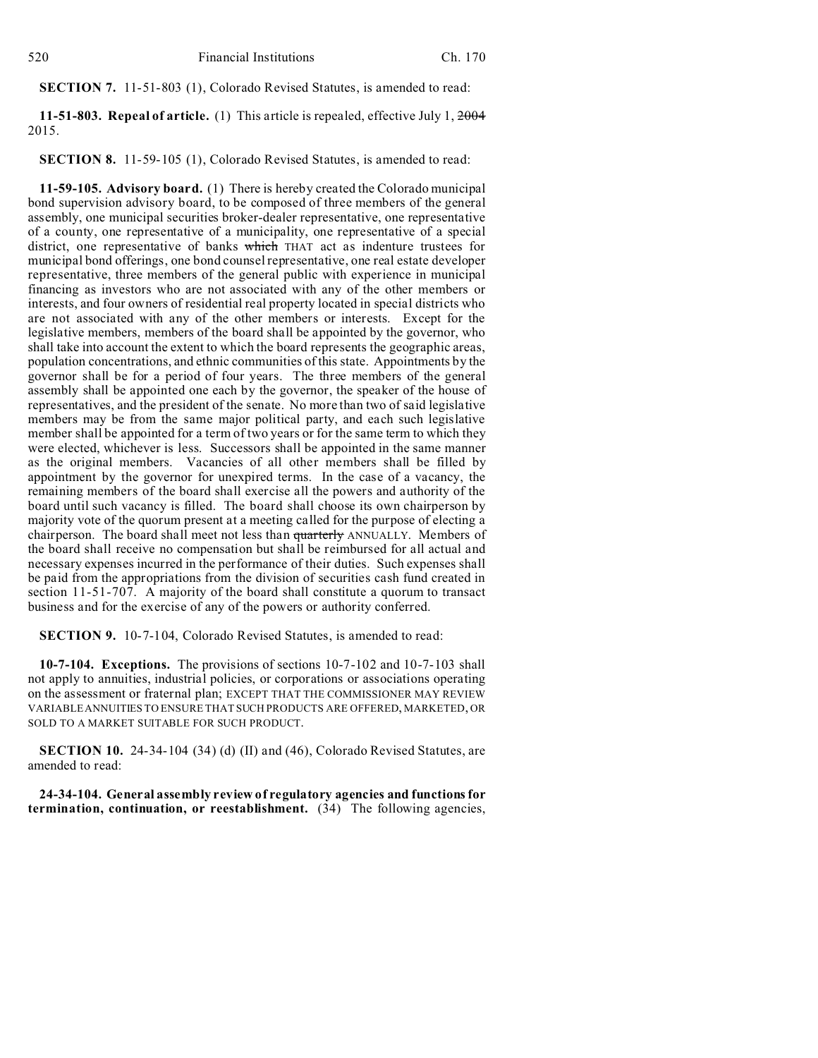**SECTION 7.** 11-51-803 (1), Colorado Revised Statutes, is amended to read:

**11-51-803. Repeal of article.** (1) This article is repealed, effective July 1, ~~2004~~ 2015.

**SECTION 8.** 11-59-105 (1), Colorado Revised Statutes, is amended to read:

**11-59-105. Advisory board.** (1) There is hereby created the Colorado municipal bond supervision advisory board, to be composed of three members of the general assembly, one municipal securities broker-dealer representative, one representative of a county, one representative of a municipality, one representative of a special district, one representative of banks ~~which~~ THAT act as indenture trustees for municipal bond offerings, one bond counsel representative, one real estate developer representative, three members of the general public with experience in municipal financing as investors who are not associated with any of the other members or interests, and four owners of residential real property located in special districts who are not associated with any of the other members or interests. Except for the legislative members, members of the board shall be appointed by the governor, who shall take into account the extent to which the board represents the geographic areas, population concentrations, and ethnic communities of this state. Appointments by the governor shall be for a period of four years. The three members of the general assembly shall be appointed one each by the governor, the speaker of the house of representatives, and the president of the senate. No more than two of said legislative members may be from the same major political party, and each such legislative member shall be appointed for a term of two years or for the same term to which they were elected, whichever is less. Successors shall be appointed in the same manner as the original members. Vacancies of all other members shall be filled by appointment by the governor for unexpired terms. In the case of a vacancy, the remaining members of the board shall exercise all the powers and authority of the board until such vacancy is filled. The board shall choose its own chairperson by majority vote of the quorum present at a meeting called for the purpose of electing a chairperson. The board shall meet not less than ~~quarterly~~ ANNUALLY. Members of the board shall receive no compensation but shall be reimbursed for all actual and necessary expenses incurred in the performance of their duties. Such expenses shall be paid from the appropriations from the division of securities cash fund created in section 11-51-707. A majority of the board shall constitute a quorum to transact business and for the exercise of any of the powers or authority conferred.

**SECTION 9.** 10-7-104, Colorado Revised Statutes, is amended to read:

**10-7-104. Exceptions.** The provisions of sections 10-7-102 and 10-7-103 shall not apply to annuities, industrial policies, or corporations or associations operating on the assessment or fraternal plan; EXCEPT THAT THE COMMISSIONER MAY REVIEW VARIABLE ANNUITIES TO ENSURE THAT SUCH PRODUCTS ARE OFFERED, MARKETED, OR SOLD TO A MARKET SUITABLE FOR SUCH PRODUCT.

**SECTION 10.** 24-34-104 (34) (d) (II) and (46), Colorado Revised Statutes, are amended to read:

**24-34-104. General assembly review of regulatory agencies and functions for termination, continuation, or reestablishment.** (34) The following agencies,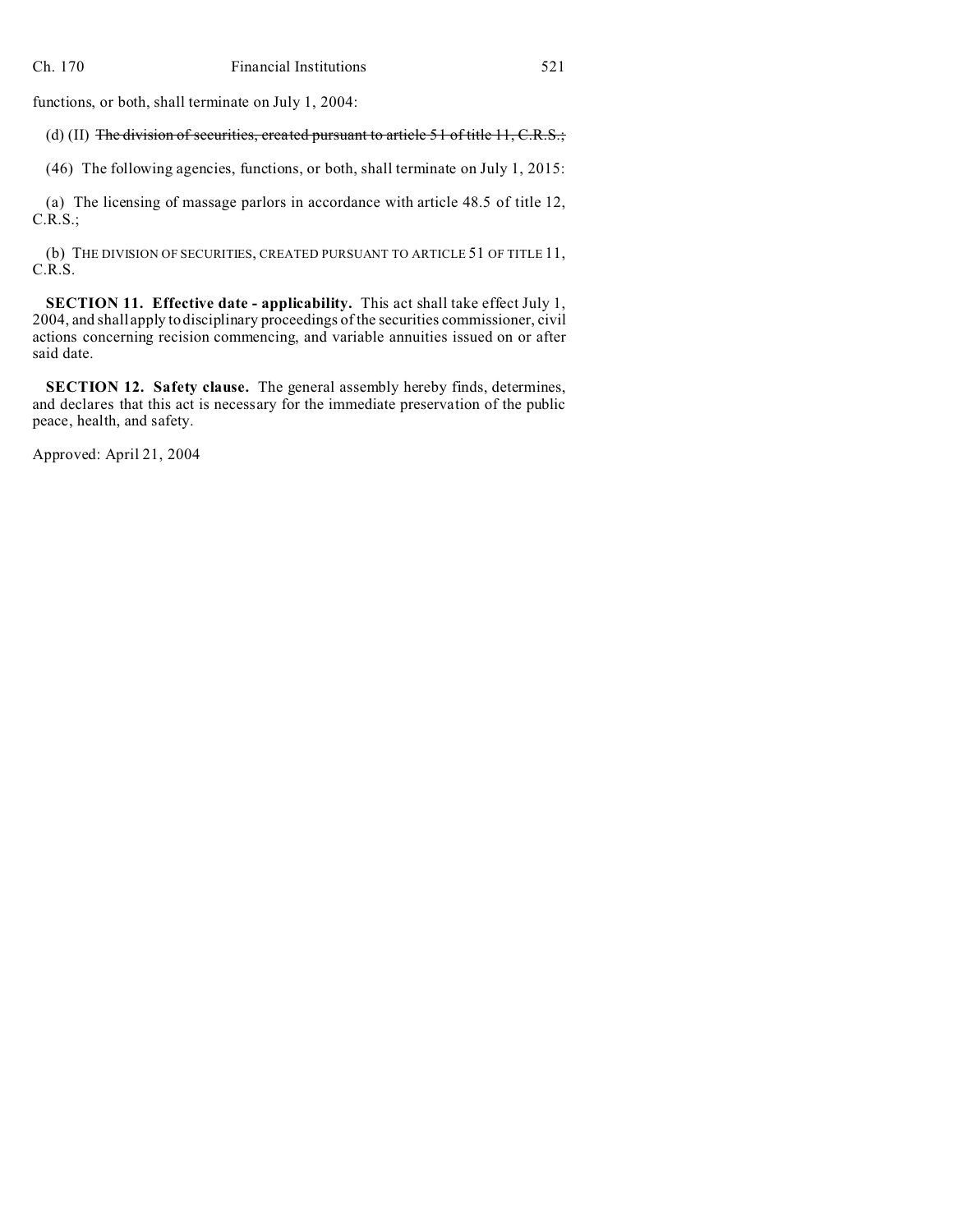functions, or both, shall terminate on July 1, 2004:

(d) (II) ~~The division of securities, created pursuant to article 51 of title 11, C.R.S.;~~

(46) The following agencies, functions, or both, shall terminate on July 1, 2015:

(a) The licensing of massage parlors in accordance with article 48.5 of title 12, C.R.S.;

(b) THE DIVISION OF SECURITIES, CREATED PURSUANT TO ARTICLE 51 OF TITLE 11, C.R.S.

**SECTION 11. Effective date - applicability.** This act shall take effect July 1, 2004, and shall apply to disciplinary proceedings of the securities commissioner, civil actions concerning recision commencing, and variable annuities issued on or after said date.

**SECTION 12. Safety clause.** The general assembly hereby finds, determines, and declares that this act is necessary for the immediate preservation of the public peace, health, and safety.

Approved: April 21, 2004